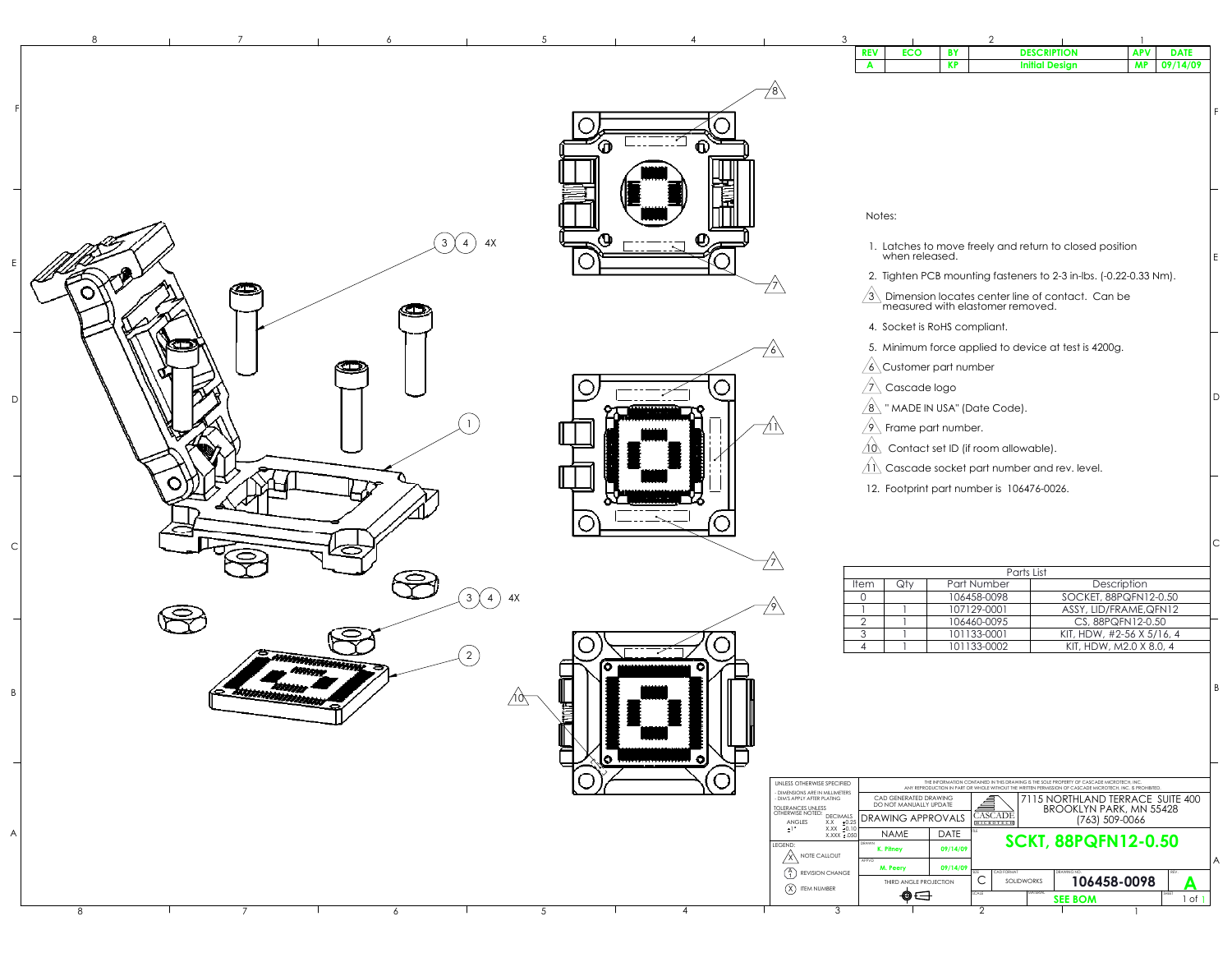| REV | ECO | BY | DESCRIPTION | APV | DATE |
|---|---|---|---|---|---|
| A | | KP | Initial Design | MP | 09/14/09 |

Notes:

1. Latches to move freely and return to closed position when released.
2. Tighten PCB mounting fasteners to 2-3 in-lbs. (-0.22-0.33 Nm).
3. Dimension locates center line of contact. Can be measured with elastomer removed.
4. Socket is RoHS compliant.
5. Minimum force applied to device at test is 4200g.
6. Customer part number
7. Cascade logo
8. " MADE IN USA" (Date Code).
9. Frame part number.
10. Contact set ID (if room allowable).
11. Cascade socket part number and rev. level.
12. Footprint part number is 106476-0026.

| Parts List | | | |
|---|---|---|---|
| Item | Qty | Part Number | Description |
| 0 | | 106458-0098 | SOCKET, 88PQFN12-0.50 |
| 1 | 1 | 107129-0001 | ASSY, LID/FRAME,QFN12 |
| 2 | 1 | 106460-0095 | CS, 88PQFN12-0.50 |
| 3 | 1 | 101133-0001 | KIT, HDW, #2-56 X 5/16, 4 |
| 4 | 1 | 101133-0002 | KIT, HDW, M2.0 X 8.0, 4 |

UNLESS OTHERWISE SPECIFIED
- DIMENSIONS ARE IN MILLIMETERS
- DIM'S APPLY AFTER PLATING

TOLERANCES UNLESS OTHERWISE NOTED: ANGLES ±1°; DECIMALS X.X ±0.25, X.XX ±0.10, X.XXX ±.050

LEGEND: (X) NOTE CALLOUT; (1) REVISION CHANGE; (X) ITEM NUMBER

THE INFORMATION CONTAINED IN THIS DRAWING IS THE SOLE PROPERTY OF CASCADE MICROTECH, INC. ANY REPRODUCTION IN PART OR WHOLE WITHOUT THE WRITTEN PERMISSION OF CASCADE MICROTECH, INC. IS PROHIBITED.

CAD GENERATED DRAWING DO NOT MANUALLY UPDATE

DRAWING APPROVALS

| | NAME | DATE |
|---|---|---|
| DRAWN | K. Pitney | 09/14/09 |
| APPVD | M. Peery | 09/14/09 |

THIRD ANGLE PROJECTION

CASCADE MICROTECH — 7115 NORTHLAND TERRACE SUITE 400, BROOKLYN PARK, MN 55428, (763) 509-0066

TITLE: **SCKT, 88PQFN12-0.50**

SIZE: C | CAD FORMAT: SOLIDWORKS | DRAWING NO.: 106458-0098 | REV: A

SCALE | MATERIAL: SEE BOM | SHEET 1 of 1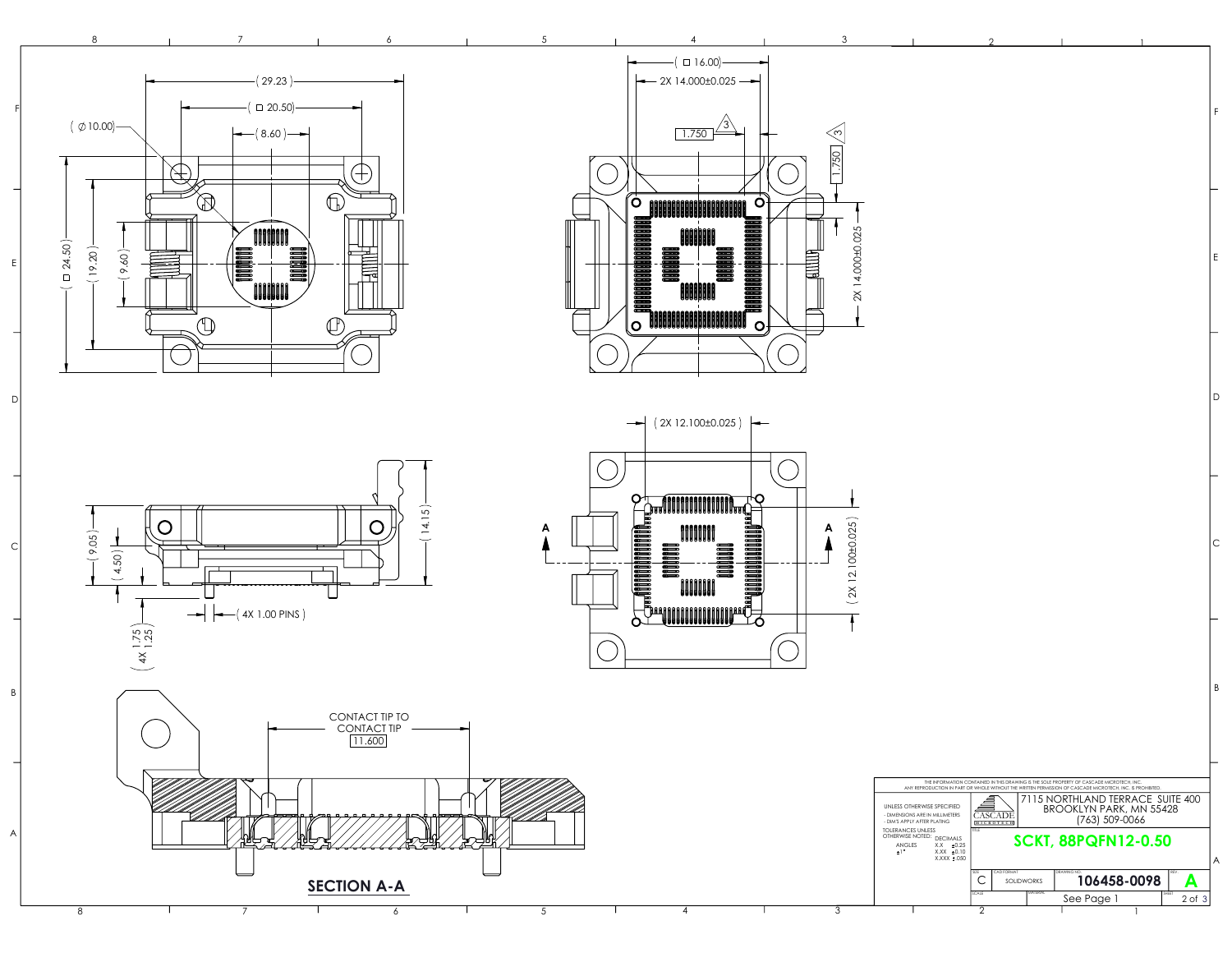( 29.23 )

( □ 20.50 )

( ⌀10.00 )

( 8.60 )

( □ 24.50 )

( 19.20 )

( 9.60 )

( □ 16.00 )

2X 14.000±0.025

1.750 (3)

1.750 (3)

2X 14.000±0.025

( 2X 12.100±0.025 )

( 2X 12.100±0.025 )

A

A

( 9.05 )

( 4.50 )

( 14.15 )

( 4X 1.00 PINS )

( 4X 1.75 / 1.25 )

CONTACT TIP TO CONTACT TIP

11.600

**SECTION A-A**

THE INFORMATION CONTAINED IN THIS DRAWING IS THE SOLE PROPERTY OF CASCADE MICROTECH, INC. ANY REPRODUCTION IN PART OR WHOLE WITHOUT THE WRITTEN PERMISSION OF CASCADE MICROTECH, INC. IS PROHIBITED.

UNLESS OTHERWISE SPECIFIED
- DIMENSIONS ARE IN MILLIMETERS
- DIM'S APPLY AFTER PLATING

TOLERANCES UNLESS OTHERWISE NOTED:

| ANGLES | DECIMALS | |
|---|---|---|
| ±1° | X.X | ±0.25 |
| | X.XX | ±0.10 |
| | X.XXX | ±.050 |

CASCADE MICROTECH

7115 NORTHLAND TERRACE SUITE 400
BROOKLYN PARK, MN 55428
(763) 509-0066

TITLE: **SCKT, 88PQFN12-0.50**

| SIZE | CAD FORMAT | DRAWING NO. | REV. |
|---|---|---|---|
| C | SOLIDWORKS | 106458-0098 | A |

SCALE: See Page 1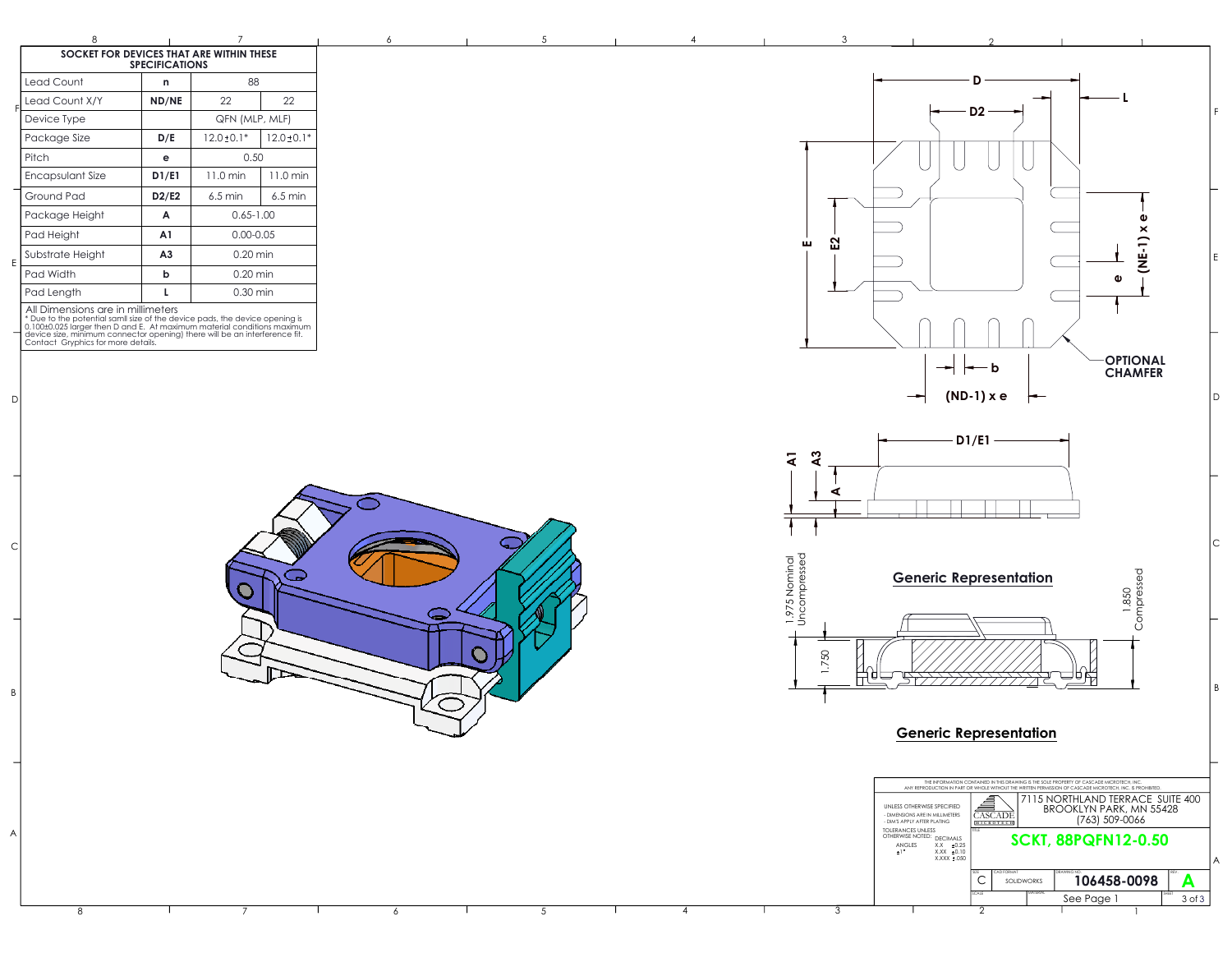## SOCKET FOR DEVICES THAT ARE WITHIN THESE SPECIFICATIONS

| | | | |
|---|---|---|---|
| Lead Count | **n** | 88 | |
| Lead Count X/Y | **ND/NE** | 22 | 22 |
| Device Type | | QFN (MLP, MLF) | |
| Package Size | **D/E** | 12.0±0.1* | 12.0±0.1* |
| Pitch | **e** | 0.50 | |
| Encapsulant Size | **D1/E1** | 11.0 min | 11.0 min |
| Ground Pad | **D2/E2** | 6.5 min | 6.5 min |
| Package Height | **A** | 0.65-1.00 | |
| Pad Height | **A1** | 0.00-0.05 | |
| Substrate Height | **A3** | 0.20 min | |
| Pad Width | **b** | 0.20 min | |
| Pad Length | **L** | 0.30 min | |

All Dimensions are in millimeters

* Due to the potential samll size of the device pads, the device opening is 0.100±0.025 larger then D and E. At maximum material conditions maximum device size, minimum connector opening) there will be an interference fit. Contact Gryphics for more details.

D
D2
L
E
E2
(NE-1) x e
e
b
(ND-1) x e
OPTIONAL CHAMFER

D1/E1
A1
A3
A

**Generic Representation**

1.975 Nominal Uncompressed
1.750
1.850 Compressed

**Generic Representation**

THE INFORMATION CONTAINED IN THIS DRAWING IS THE SOLE PROPERTY OF CASCADE MICROTECH, INC. ANY REPRODUCTION IN PART OR WHOLE WITHOUT THE WRITTEN PERMISSION OF CASCADE MICROTECH, INC. IS PROHIBITED.

UNLESS OTHERWISE SPECIFIED
- DIMENSIONS ARE IN MILLIMETERS
- DIM'S APPLY AFTER PLATING

TOLERANCES UNLESS OTHERWISE NOTED:
ANGLES ±1°
DECIMALS
X.X ±0.25
X.XX ±0.10
X.XXX ±.050

CASCADE MICROTECH

7115 NORTHLAND TERRACE SUITE 400
BROOKLYN PARK, MN 55428
(763) 509-0066

TITLE: **SCKT, 88PQFN12-0.50**

SIZE: C | CAD FORMAT: SOLIDWORKS | DRAWING NO.: **106458-0098** | REV.: **A**

SCALE | MATERIAL: See Page 1 | SHEET: 3 of 3